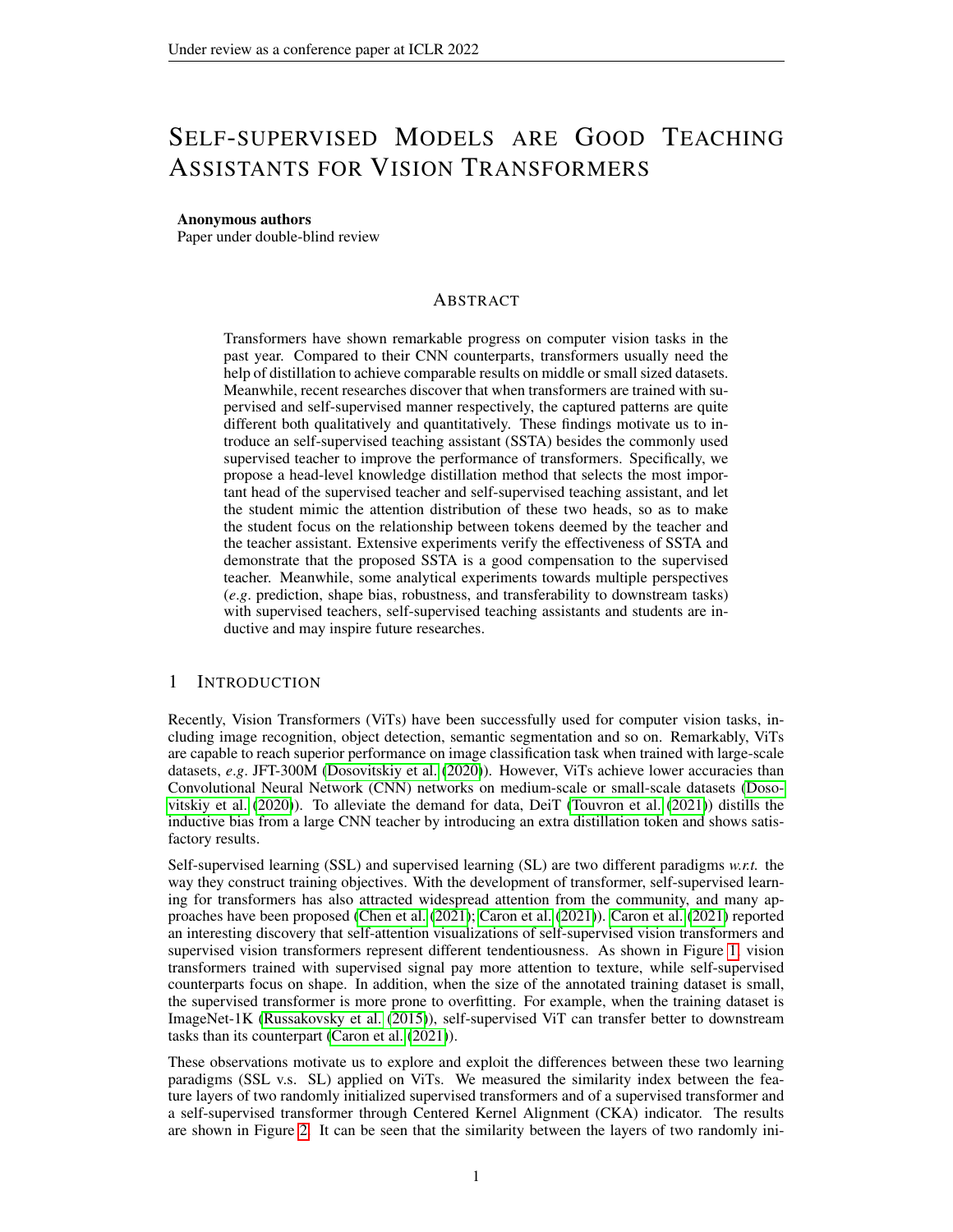# Self-supervised Models are Good Teaching Assistants for Vision Transformers

**Anonymous authors**
Paper under double-blind review

## Abstract

Transformers have shown remarkable progress on computer vision tasks in the past year. Compared to their CNN counterparts, transformers usually need the help of distillation to achieve comparable results on middle or small sized datasets. Meanwhile, recent researches discover that when transformers are trained with supervised and self-supervised manner respectively, the captured patterns are quite different both qualitatively and quantitatively. These findings motivate us to introduce an self-supervised teaching assistant (SSTA) besides the commonly used supervised teacher to improve the performance of transformers. Specifically, we propose a head-level knowledge distillation method that selects the most important head of the supervised teacher and self-supervised teaching assistant, and let the student mimic the attention distribution of these two heads, so as to make the student focus on the relationship between tokens deemed by the teacher and the teacher assistant. Extensive experiments verify the effectiveness of SSTA and demonstrate that the proposed SSTA is a good compensation to the supervised teacher. Meanwhile, some analytical experiments towards multiple perspectives (*e.g*. prediction, shape bias, robustness, and transferability to downstream tasks) with supervised teachers, self-supervised teaching assistants and students are inductive and may inspire future researches.

## 1 Introduction

Recently, Vision Transformers (ViTs) have been successfully used for computer vision tasks, including image recognition, object detection, semantic segmentation and so on. Remarkably, ViTs are capable to reach superior performance on image classification task when trained with large-scale datasets, *e.g*. JFT-300M (Dosovitskiy et al. (2020)). However, ViTs achieve lower accuracies than Convolutional Neural Network (CNN) networks on medium-scale or small-scale datasets (Dosovitskiy et al. (2020)). To alleviate the demand for data, DeiT (Touvron et al. (2021)) distills the inductive bias from a large CNN teacher by introducing an extra distillation token and shows satisfactory results.

Self-supervised learning (SSL) and supervised learning (SL) are two different paradigms *w.r.t.* the way they construct training objectives. With the development of transformer, self-supervised learning for transformers has also attracted widespread attention from the community, and many approaches have been proposed (Chen et al. (2021); Caron et al. (2021)). Caron et al. (2021) reported an interesting discovery that self-attention visualizations of self-supervised vision transformers and supervised vision transformers represent different tendentiousness. As shown in Figure 1, vision transformers trained with supervised signal pay more attention to texture, while self-supervised counterparts focus on shape. In addition, when the size of the annotated training dataset is small, the supervised transformer is more prone to overfitting. For example, when the training dataset is ImageNet-1K (Russakovsky et al. (2015)), self-supervised ViT can transfer better to downstream tasks than its counterpart (Caron et al. (2021)).

These observations motivate us to explore and exploit the differences between these two learning paradigms (SSL v.s. SL) applied on ViTs. We measured the similarity index between the feature layers of two randomly initialized supervised transformers and of a supervised transformer and a self-supervised transformer through Centered Kernel Alignment (CKA) indicator. The results are shown in Figure 2. It can be seen that the similarity between the layers of two randomly ini-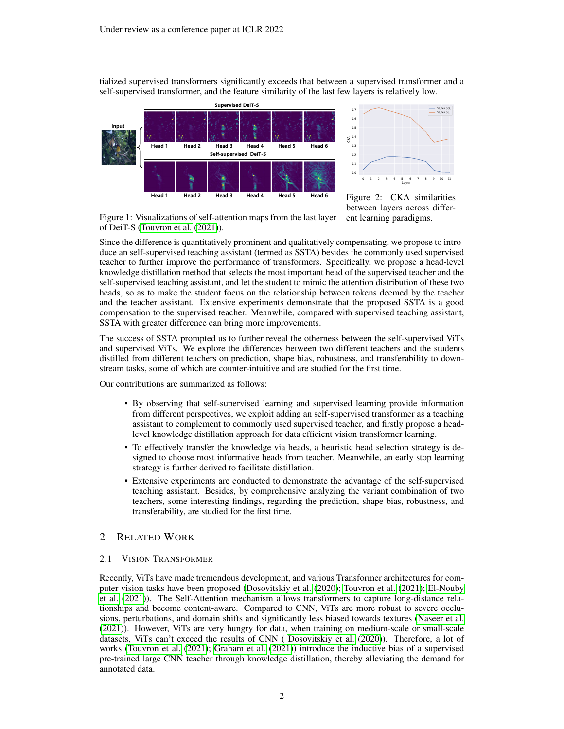tialized supervised transformers significantly exceeds that between a supervised transformer and a self-supervised transformer, and the feature similarity of the last few layers is relatively low.

Figure 1: Visualizations of self-attention maps from the last layer of DeiT-S (Touvron et al. (2021)).

Figure 2: CKA similarities between layers across different learning paradigms.

Since the difference is quantitatively prominent and qualitatively compensating, we propose to introduce an self-supervised teaching assistant (termed as SSTA) besides the commonly used supervised teacher to further improve the performance of transformers. Specifically, we propose a head-level knowledge distillation method that selects the most important head of the supervised teacher and the self-supervised teaching assistant, and let the student to mimic the attention distribution of these two heads, so as to make the student focus on the relationship between tokens deemed by the teacher and the teacher assistant. Extensive experiments demonstrate that the proposed SSTA is a good compensation to the supervised teacher. Meanwhile, compared with supervised teaching assistant, SSTA with greater difference can bring more improvements.

The success of SSTA prompted us to further reveal the otherness between the self-supervised ViTs and supervised ViTs. We explore the differences between two different teachers and the students distilled from different teachers on prediction, shape bias, robustness, and transferability to downstream tasks, some of which are counter-intuitive and are studied for the first time.

Our contributions are summarized as follows:

- By observing that self-supervised learning and supervised learning provide information from different perspectives, we exploit adding an self-supervised transformer as a teaching assistant to complement to commonly used supervised teacher, and firstly propose a head-level knowledge distillation approach for data efficient vision transformer learning.
- To effectively transfer the knowledge via heads, a heuristic head selection strategy is designed to choose most informative heads from teacher. Meanwhile, an early stop learning strategy is further derived to facilitate distillation.
- Extensive experiments are conducted to demonstrate the advantage of the self-supervised teaching assistant. Besides, by comprehensive analyzing the variant combination of two teachers, some interesting findings, regarding the prediction, shape bias, robustness, and transferability, are studied for the first time.

## 2 Related Work

### 2.1 Vision Transformer

Recently, ViTs have made tremendous development, and various Transformer architectures for computer vision tasks have been proposed (Dosovitskiy et al. (2020); Touvron et al. (2021); El-Nouby et al. (2021)). The Self-Attention mechanism allows transformers to capture long-distance relationships and become content-aware. Compared to CNN, ViTs are more robust to severe occlusions, perturbations, and domain shifts and significantly less biased towards textures (Naseer et al. (2021)). However, ViTs are very hungry for data, when training on medium-scale or small-scale datasets, ViTs can't exceed the results of CNN ( Dosovitskiy et al. (2020)). Therefore, a lot of works (Touvron et al. (2021); Graham et al. (2021)) introduce the inductive bias of a supervised pre-trained large CNN teacher through knowledge distillation, thereby alleviating the demand for annotated data.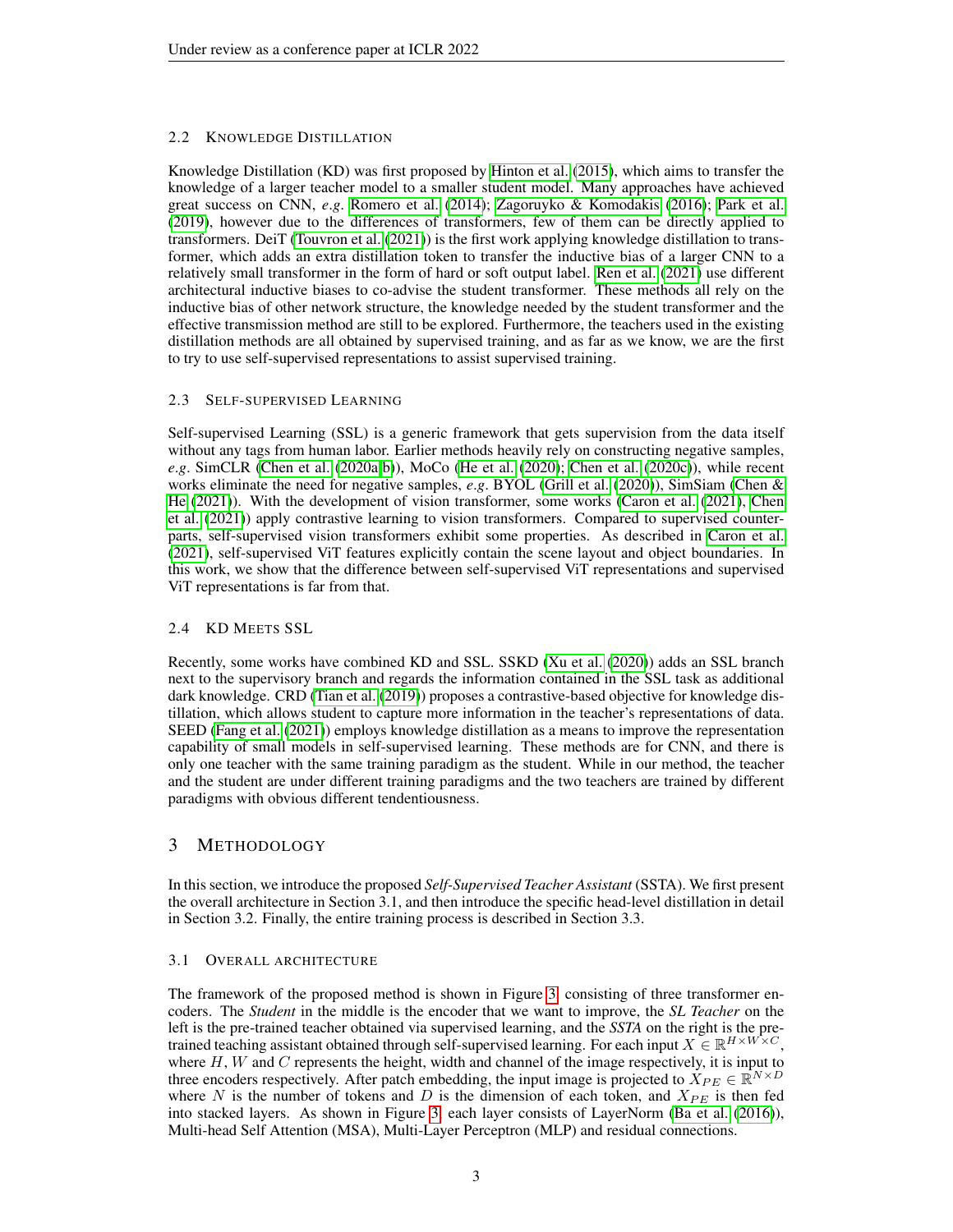### 2.2 Knowledge Distillation

Knowledge Distillation (KD) was first proposed by Hinton et al. (2015), which aims to transfer the knowledge of a larger teacher model to a smaller student model. Many approaches have achieved great success on CNN, *e.g*. Romero et al. (2014); Zagoruyko & Komodakis (2016); Park et al. (2019), however due to the differences of transformers, few of them can be directly applied to transformers. DeiT (Touvron et al. (2021)) is the first work applying knowledge distillation to transformer, which adds an extra distillation token to transfer the inductive bias of a larger CNN to a relatively small transformer in the form of hard or soft output label. Ren et al. (2021) use different architectural inductive biases to co-advise the student transformer. These methods all rely on the inductive bias of other network structure, the knowledge needed by the student transformer and the effective transmission method are still to be explored. Furthermore, the teachers used in the existing distillation methods are all obtained by supervised training, and as far as we know, we are the first to try to use self-supervised representations to assist supervised training.

### 2.3 Self-supervised Learning

Self-supervised Learning (SSL) is a generic framework that gets supervision from the data itself without any tags from human labor. Earlier methods heavily rely on constructing negative samples, *e.g*. SimCLR (Chen et al. (2020a;b)), MoCo (He et al. (2020); Chen et al. (2020c)), while recent works eliminate the need for negative samples, *e.g*. BYOL (Grill et al. (2020)), SimSiam (Chen & He (2021)). With the development of vision transformer, some works (Caron et al. (2021), Chen et al. (2021)) apply contrastive learning to vision transformers. Compared to supervised counterparts, self-supervised vision transformers exhibit some properties. As described in Caron et al. (2021), self-supervised ViT features explicitly contain the scene layout and object boundaries. In this work, we show that the difference between self-supervised ViT representations and supervised ViT representations is far from that.

### 2.4 KD Meets SSL

Recently, some works have combined KD and SSL. SSKD (Xu et al. (2020)) adds an SSL branch next to the supervisory branch and regards the information contained in the SSL task as additional dark knowledge. CRD (Tian et al. (2019)) proposes a contrastive-based objective for knowledge distillation, which allows student to capture more information in the teacher's representations of data. SEED (Fang et al. (2021)) employs knowledge distillation as a means to improve the representation capability of small models in self-supervised learning. These methods are for CNN, and there is only one teacher with the same training paradigm as the student. While in our method, the teacher and the student are under different training paradigms and the two teachers are trained by different paradigms with obvious different tendentiousness.

## 3 Methodology

In this section, we introduce the proposed *Self-Supervised Teacher Assistant* (SSTA). We first present the overall architecture in Section 3.1, and then introduce the specific head-level distillation in detail in Section 3.2. Finally, the entire training process is described in Section 3.3.

### 3.1 Overall architecture

The framework of the proposed method is shown in Figure 3, consisting of three transformer encoders. The *Student* in the middle is the encoder that we want to improve, the *SL Teacher* on the left is the pre-trained teacher obtained via supervised learning, and the *SSTA* on the right is the pre-trained teaching assistant obtained through self-supervised learning. For each input $X \in \mathbb{R}^{H \times W \times C}$, where $H, W$ and $C$ represents the height, width and channel of the image respectively, it is input to three encoders respectively. After patch embedding, the input image is projected to $X_{PE} \in \mathbb{R}^{N \times D}$ where $N$ is the number of tokens and $D$ is the dimension of each token, and $X_{PE}$ is then fed into stacked layers. As shown in Figure 3, each layer consists of LayerNorm (Ba et al. (2016)), Multi-head Self Attention (MSA), Multi-Layer Perceptron (MLP) and residual connections.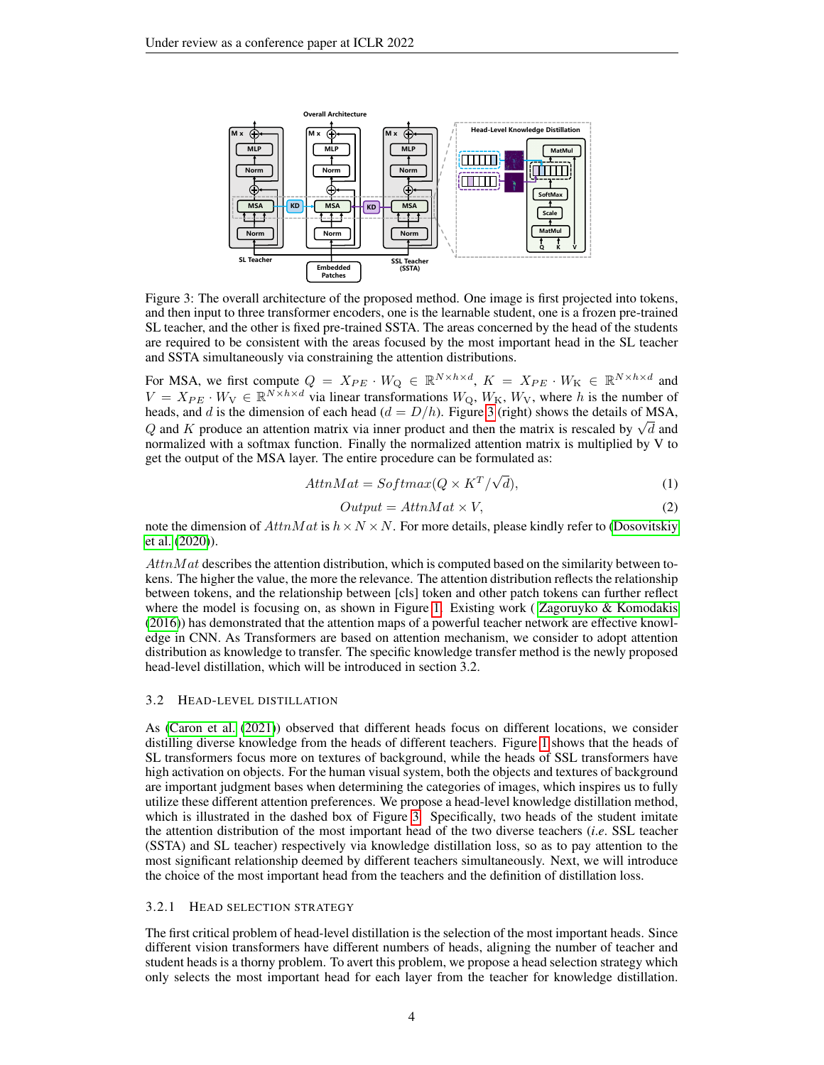Figure 3: The overall architecture of the proposed method. One image is first projected into tokens, and then input to three transformer encoders, one is the learnable student, one is a frozen pre-trained SL teacher, and the other is fixed pre-trained SSTA. The areas concerned by the head of the students are required to be consistent with the areas focused by the most important head in the SL teacher and SSTA simultaneously via constraining the attention distributions.

For MSA, we first compute $Q = X_{PE} \cdot W_{\mathrm{Q}} \in \mathbb{R}^{N \times h \times d}$, $K = X_{PE} \cdot W_{\mathrm{K}} \in \mathbb{R}^{N \times h \times d}$ and $V = X_{PE} \cdot W_{\mathrm{V}} \in \mathbb{R}^{N \times h \times d}$ via linear transformations $W_{\mathrm{Q}}$, $W_{\mathrm{K}}$, $W_{\mathrm{V}}$, where $h$ is the number of heads, and $d$ is the dimension of each head ($d = D/h$). Figure 3 (right) shows the details of MSA, $Q$ and $K$ produce an attention matrix via inner product and then the matrix is rescaled by $\sqrt{d}$ and normalized with a softmax function. Finally the normalized attention matrix is multiplied by V to get the output of the MSA layer. The entire procedure can be formulated as:

$$AttnMat = Softmax(Q \times K^T/\sqrt{d}), \tag{1}$$

$$Output = AttnMat \times V, \tag{2}$$

note the dimension of $AttnMat$ is $h \times N \times N$. For more details, please kindly refer to (Dosovitskiy et al. (2020)).

$AttnMat$ describes the attention distribution, which is computed based on the similarity between tokens. The higher the value, the more the relevance. The attention distribution reflects the relationship between tokens, and the relationship between [cls] token and other patch tokens can further reflect where the model is focusing on, as shown in Figure 1. Existing work ( Zagoruyko & Komodakis (2016)) has demonstrated that the attention maps of a powerful teacher network are effective knowledge in CNN. As Transformers are based on attention mechanism, we consider to adopt attention distribution as knowledge to transfer. The specific knowledge transfer method is the newly proposed head-level distillation, which will be introduced in section 3.2.

## 3.2 Head-level distillation

As (Caron et al. (2021)) observed that different heads focus on different locations, we consider distilling diverse knowledge from the heads of different teachers. Figure 1 shows that the heads of SL transformers focus more on textures of background, while the heads of SSL transformers have high activation on objects. For the human visual system, both the objects and textures of background are important judgment bases when determining the categories of images, which inspires us to fully utilize these different attention preferences. We propose a head-level knowledge distillation method, which is illustrated in the dashed box of Figure 3. Specifically, two heads of the student imitate the attention distribution of the most important head of the two diverse teachers (*i.e*. SSL teacher (SSTA) and SL teacher) respectively via knowledge distillation loss, so as to pay attention to the most significant relationship deemed by different teachers simultaneously. Next, we will introduce the choice of the most important head from the teachers and the definition of distillation loss.

### 3.2.1 Head selection strategy

The first critical problem of head-level distillation is the selection of the most important heads. Since different vision transformers have different numbers of heads, aligning the number of teacher and student heads is a thorny problem. To avert this problem, we propose a head selection strategy which only selects the most important head for each layer from the teacher for knowledge distillation.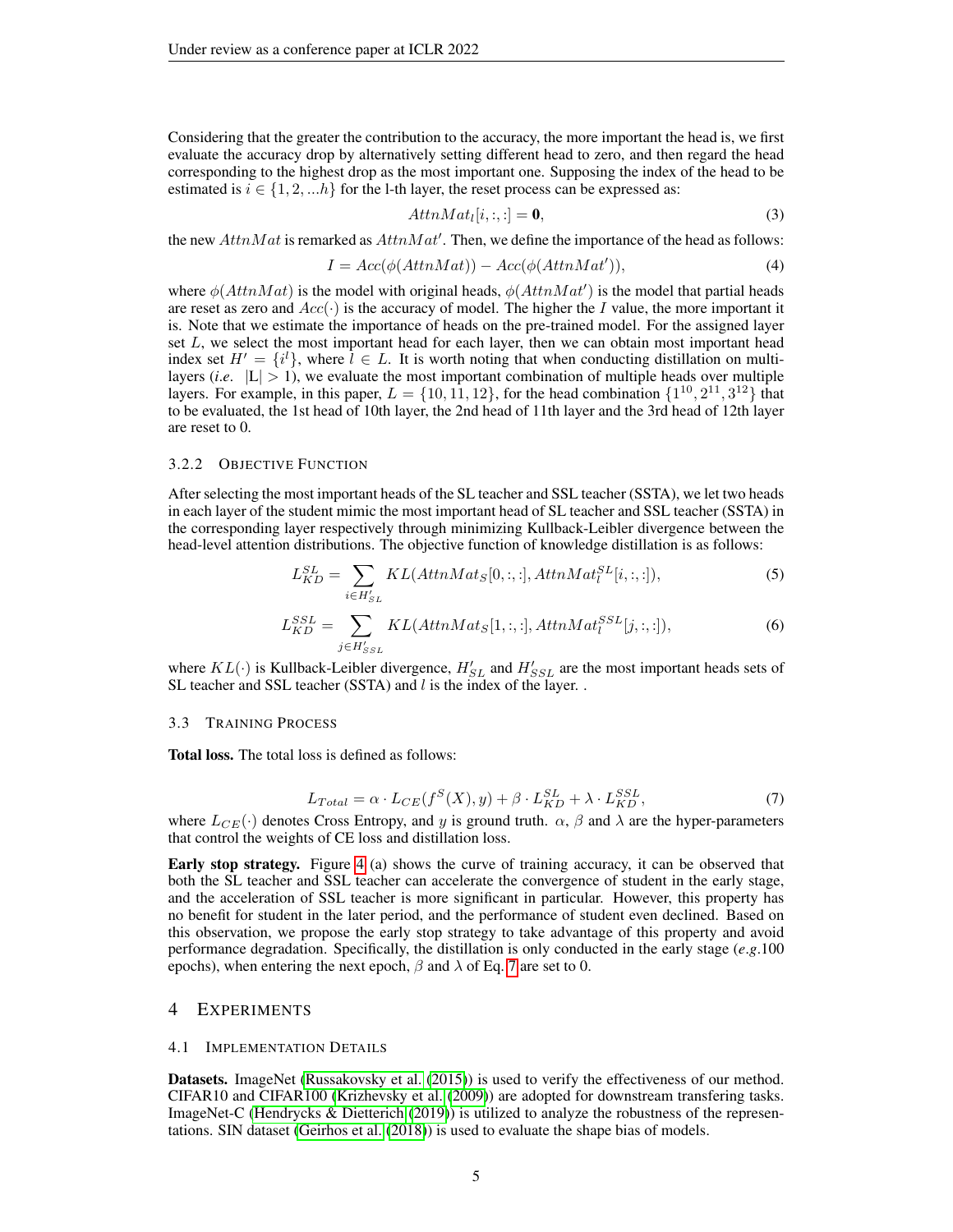Considering that the greater the contribution to the accuracy, the more important the head is, we first evaluate the accuracy drop by alternatively setting different head to zero, and then regard the head corresponding to the highest drop as the most important one. Supposing the index of the head to be estimated is $i \in \{1, 2, ...h\}$ for the l-th layer, the reset process can be expressed as:

$$AttnMat_l[i, :, :] = \mathbf{0}, \tag{3}$$

the new $AttnMat$ is remarked as $AttnMat'$. Then, we define the importance of the head as follows:

$$I = Acc(\phi(AttnMat)) - Acc(\phi(AttnMat')), \tag{4}$$

where $\phi(AttnMat)$ is the model with original heads, $\phi(AttnMat')$ is the model that partial heads are reset as zero and $Acc(\cdot)$ is the accuracy of model. The higher the $I$ value, the more important it is. Note that we estimate the importance of heads on the pre-trained model. For the assigned layer set $L$, we select the most important head for each layer, then we can obtain most important head index set $H' = \{i^l\}$, where $l \in L$. It is worth noting that when conducting distillation on multi-layers (*i.e.* $|L| > 1$), we evaluate the most important combination of multiple heads over multiple layers. For example, in this paper, $L = \{10, 11, 12\}$, for the head combination $\{1^{10}, 2^{11}, 3^{12}\}$ that to be evaluated, the 1st head of 10th layer, the 2nd head of 11th layer and the 3rd head of 12th layer are reset to 0.

#### 3.2.2 Objective Function

After selecting the most important heads of the SL teacher and SSL teacher (SSTA), we let two heads in each layer of the student mimic the most important head of SL teacher and SSL teacher (SSTA) in the corresponding layer respectively through minimizing Kullback-Leibler divergence between the head-level attention distributions. The objective function of knowledge distillation is as follows:

$$L_{KD}^{SL} = \sum_{i \in H'_{SL}} KL(AttnMat_S[0, :, :], AttnMat_l^{SL}[i, :, :]), \tag{5}$$

$$L_{KD}^{SSL} = \sum_{j \in H'_{SSL}} KL(AttnMat_S[1, :, :], AttnMat_l^{SSL}[j, :, :]), \tag{6}$$

where $KL(\cdot)$ is Kullback-Leibler divergence, $H'_{SL}$ and $H'_{SSL}$ are the most important heads sets of SL teacher and SSL teacher (SSTA) and $l$ is the index of the layer. .

### 3.3 Training Process

**Total loss.** The total loss is defined as follows:

$$L_{Total} = \alpha \cdot L_{CE}(f^S(X), y) + \beta \cdot L_{KD}^{SL} + \lambda \cdot L_{KD}^{SSL}, \tag{7}$$

where $L_{CE}(\cdot)$ denotes Cross Entropy, and $y$ is ground truth. $\alpha$, $\beta$ and $\lambda$ are the hyper-parameters that control the weights of CE loss and distillation loss.

**Early stop strategy.** Figure 4 (a) shows the curve of training accuracy, it can be observed that both the SL teacher and SSL teacher can accelerate the convergence of student in the early stage, and the acceleration of SSL teacher is more significant in particular. However, this property has no benefit for student in the later period, and the performance of student even declined. Based on this observation, we propose the early stop strategy to take advantage of this property and avoid performance degradation. Specifically, the distillation is only conducted in the early stage (*e.g.*100 epochs), when entering the next epoch, $\beta$ and $\lambda$ of Eq. 7 are set to 0.

## 4 Experiments

### 4.1 Implementation Details

**Datasets.** ImageNet (Russakovsky et al. (2015)) is used to verify the effectiveness of our method. CIFAR10 and CIFAR100 (Krizhevsky et al. (2009)) are adopted for downstream transfering tasks. ImageNet-C (Hendrycks & Dietterich (2019)) is utilized to analyze the robustness of the representations. SIN dataset (Geirhos et al. (2018)) is used to evaluate the shape bias of models.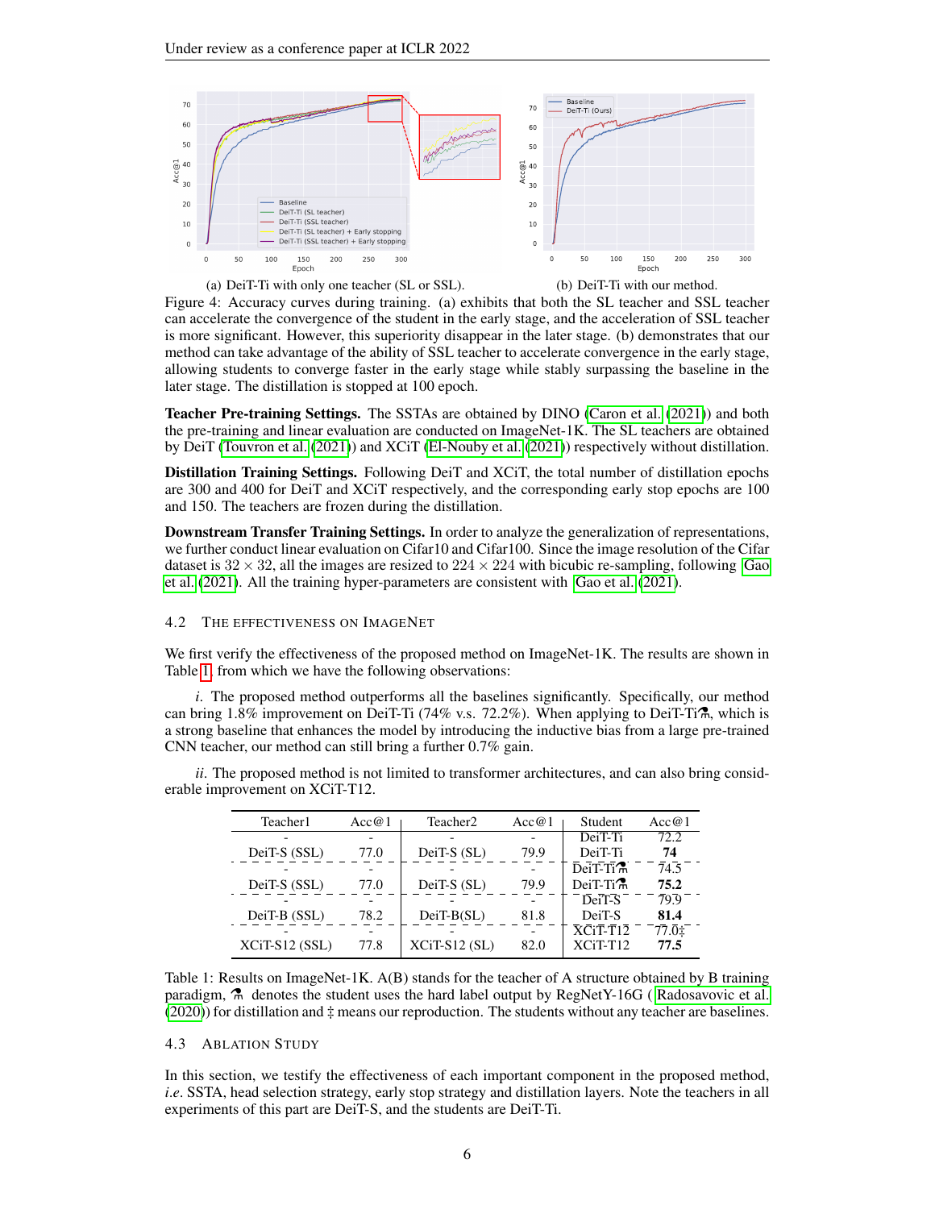(a) DeiT-Ti with only one teacher (SL or SSL).

(b) DeiT-Ti with our method.

Figure 4: Accuracy curves during training. (a) exhibits that both the SL teacher and SSL teacher can accelerate the convergence of the student in the early stage, and the acceleration of SSL teacher is more significant. However, this superiority disappear in the later stage. (b) demonstrates that our method can take advantage of the ability of SSL teacher to accelerate convergence in the early stage, allowing students to converge faster in the early stage while stably surpassing the baseline in the later stage. The distillation is stopped at 100 epoch.

**Teacher Pre-training Settings.** The SSTAs are obtained by DINO (Caron et al. (2021)) and both the pre-training and linear evaluation are conducted on ImageNet-1K. The SL teachers are obtained by DeiT (Touvron et al. (2021)) and XCiT (El-Nouby et al. (2021)) respectively without distillation.

**Distillation Training Settings.** Following DeiT and XCiT, the total number of distillation epochs are 300 and 400 for DeiT and XCiT respectively, and the corresponding early stop epochs are 100 and 150. The teachers are frozen during the distillation.

**Downstream Transfer Training Settings.** In order to analyze the generalization of representations, we further conduct linear evaluation on Cifar10 and Cifar100. Since the image resolution of the Cifar dataset is $32 \times 32$, all the images are resized to $224 \times 224$ with bicubic re-sampling, following Gao et al. (2021). All the training hyper-parameters are consistent with Gao et al. (2021).

### 4.2 The Effectiveness on ImageNet

We first verify the effectiveness of the proposed method on ImageNet-1K. The results are shown in Table 1, from which we have the following observations:

*i*. The proposed method outperforms all the baselines significantly. Specifically, our method can bring 1.8% improvement on DeiT-Ti (74% v.s. 72.2%). When applying to DeiT-Ti⚗, which is a strong baseline that enhances the model by introducing the inductive bias from a large pre-trained CNN teacher, our method can still bring a further 0.7% gain.

*ii*. The proposed method is not limited to transformer architectures, and can also bring considerable improvement on XCiT-T12.

| Teacher1 | Acc@1 | Teacher2 | Acc@1 | Student | Acc@1 |
|---|---|---|---|---|---|
| - | - | - | - | DeiT-Ti | 72.2 |
| DeiT-S (SSL) | 77.0 | DeiT-S (SL) | 79.9 | DeiT-Ti | **74** |
| - | - | - | - | DeiT-Ti⚗ | 74.5 |
| DeiT-S (SSL) | 77.0 | DeiT-S (SL) | 79.9 | DeiT-Ti⚗ | **75.2** |
| - | - | - | - | DeiT-S | 79.9 |
| DeiT-B (SSL) | 78.2 | DeiT-B(SL) | 81.8 | DeiT-S | **81.4** |
| - | - | - | - | XCiT-T12 | 77.0‡ |
| XCiT-S12 (SSL) | 77.8 | XCiT-S12 (SL) | 82.0 | XCiT-T12 | **77.5** |

Table 1: Results on ImageNet-1K. A(B) stands for the teacher of A structure obtained by B training paradigm, ⚗ denotes the student uses the hard label output by RegNetY-16G ( Radosavovic et al. (2020)) for distillation and ‡ means our reproduction. The students without any teacher are baselines.

### 4.3 Ablation Study

In this section, we testify the effectiveness of each important component in the proposed method, *i.e*. SSTA, head selection strategy, early stop strategy and distillation layers. Note the teachers in all experiments of this part are DeiT-S, and the students are DeiT-Ti.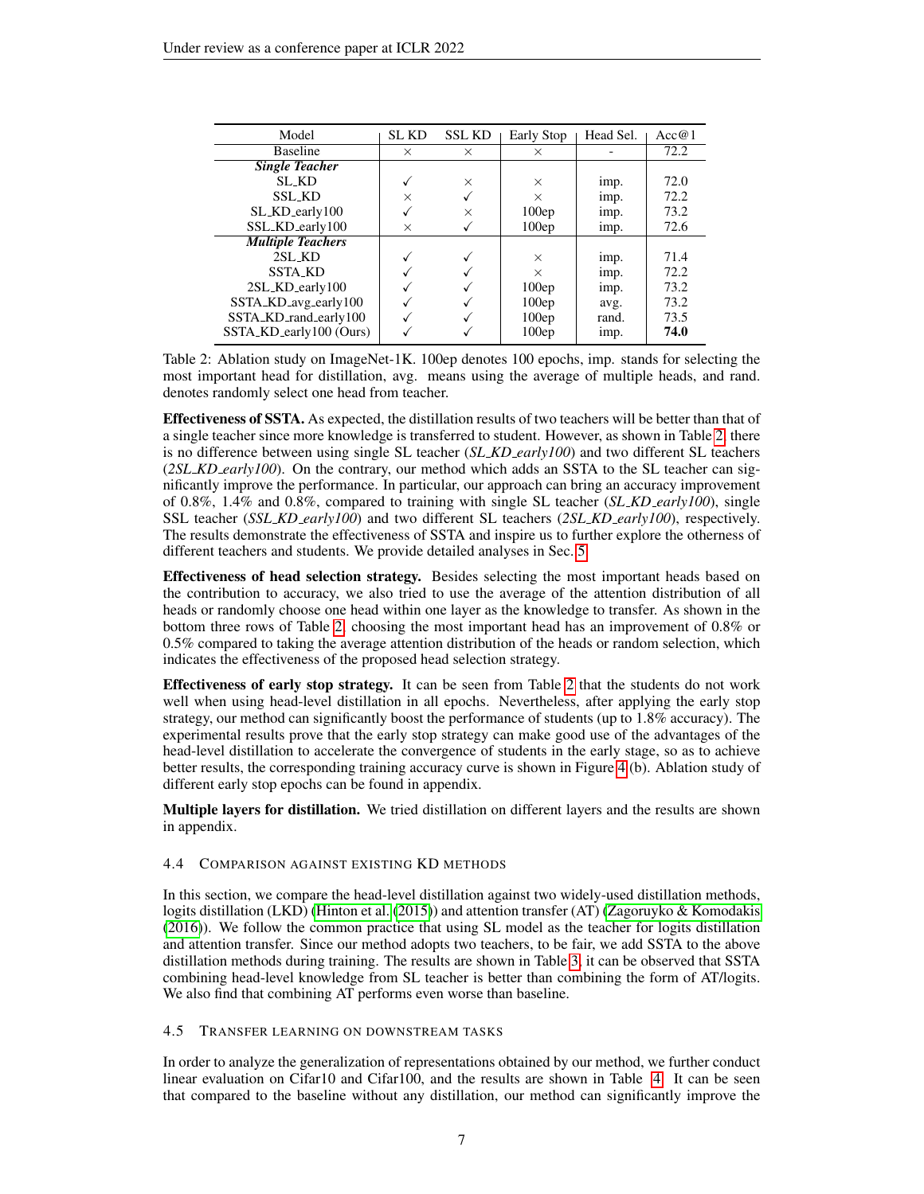| Model | SL KD | SSL KD | Early Stop | Head Sel. | Acc@1 |
|---|---|---|---|---|---|
| Baseline | × | × | × | - | 72.2 |
| ***Single Teacher*** | | | | | |
| SL_KD | ✓ | × | × | imp. | 72.0 |
| SSL_KD | × | ✓ | × | imp. | 72.2 |
| SL_KD_early100 | ✓ | × | 100ep | imp. | 73.2 |
| SSL_KD_early100 | × | ✓ | 100ep | imp. | 72.6 |
| ***Multiple Teachers*** | | | | | |
| 2SL_KD | ✓ | ✓ | × | imp. | 71.4 |
| SSTA_KD | ✓ | ✓ | × | imp. | 72.2 |
| 2SL_KD_early100 | ✓ | ✓ | 100ep | imp. | 73.2 |
| SSTA_KD_avg_early100 | ✓ | ✓ | 100ep | avg. | 73.2 |
| SSTA_KD_rand_early100 | ✓ | ✓ | 100ep | rand. | 73.5 |
| SSTA_KD_early100 (Ours) | ✓ | ✓ | 100ep | imp. | **74.0** |

Table 2: Ablation study on ImageNet-1K. 100ep denotes 100 epochs, imp. stands for selecting the most important head for distillation, avg. means using the average of multiple heads, and rand. denotes randomly select one head from teacher.

**Effectiveness of SSTA.** As expected, the distillation results of two teachers will be better than that of a single teacher since more knowledge is transferred to student. However, as shown in Table 2, there is no difference between using single SL teacher (*SL_KD_early100*) and two different SL teachers (*2SL_KD_early100*). On the contrary, our method which adds an SSTA to the SL teacher can significantly improve the performance. In particular, our approach can bring an accuracy improvement of 0.8%, 1.4% and 0.8%, compared to training with single SL teacher (*SL_KD_early100*), single SSL teacher (*SSL_KD_early100*) and two different SL teachers (*2SL_KD_early100*), respectively. The results demonstrate the effectiveness of SSTA and inspire us to further explore the otherness of different teachers and students. We provide detailed analyses in Sec. 5.

**Effectiveness of head selection strategy.** Besides selecting the most important heads based on the contribution to accuracy, we also tried to use the average of the attention distribution of all heads or randomly choose one head within one layer as the knowledge to transfer. As shown in the bottom three rows of Table 2, choosing the most important head has an improvement of 0.8% or 0.5% compared to taking the average attention distribution of the heads or random selection, which indicates the effectiveness of the proposed head selection strategy.

**Effectiveness of early stop strategy.** It can be seen from Table 2 that the students do not work well when using head-level distillation in all epochs. Nevertheless, after applying the early stop strategy, our method can significantly boost the performance of students (up to 1.8% accuracy). The experimental results prove that the early stop strategy can make good use of the advantages of the head-level distillation to accelerate the convergence of students in the early stage, so as to achieve better results, the corresponding training accuracy curve is shown in Figure 4 (b). Ablation study of different early stop epochs can be found in appendix.

**Multiple layers for distillation.** We tried distillation on different layers and the results are shown in appendix.

### 4.4 Comparison against existing KD methods

In this section, we compare the head-level distillation against two widely-used distillation methods, logits distillation (LKD) (Hinton et al. (2015)) and attention transfer (AT) (Zagoruyko & Komodakis (2016)). We follow the common practice that using SL model as the teacher for logits distillation and attention transfer. Since our method adopts two teachers, to be fair, we add SSTA to the above distillation methods during training. The results are shown in Table 3, it can be observed that SSTA combining head-level knowledge from SL teacher is better than combining the form of AT/logits. We also find that combining AT performs even worse than baseline.

### 4.5 Transfer learning on downstream tasks

In order to analyze the generalization of representations obtained by our method, we further conduct linear evaluation on Cifar10 and Cifar100, and the results are shown in Table 4. It can be seen that compared to the baseline without any distillation, our method can significantly improve the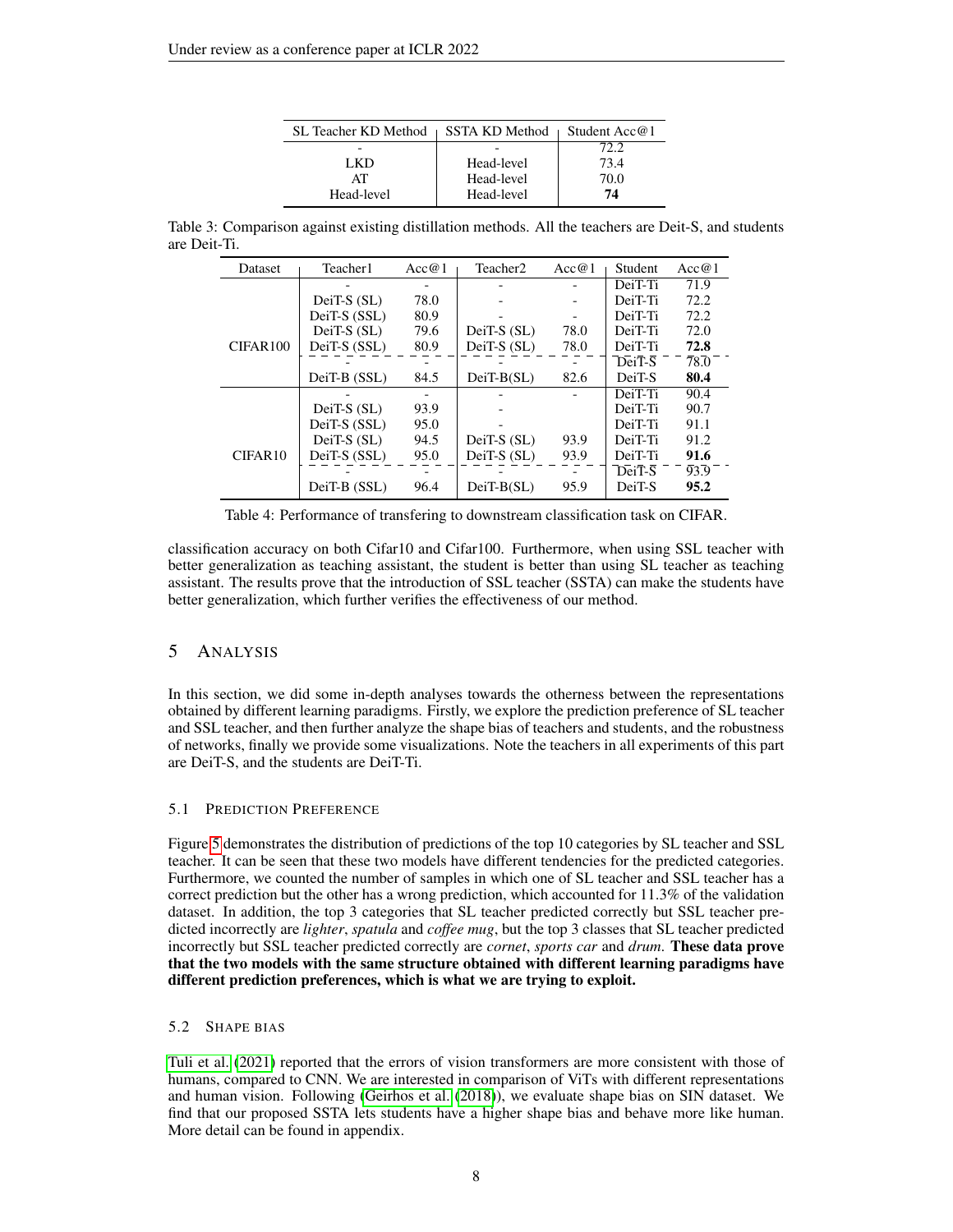| SL Teacher KD Method | SSTA KD Method | Student Acc@1 |
|---|---|---|
| - | - | 72.2 |
| LKD | Head-level | 73.4 |
| AT | Head-level | 70.0 |
| Head-level | Head-level | **74** |

Table 3: Comparison against existing distillation methods. All the teachers are Deit-S, and students are Deit-Ti.

| Dataset | Teacher1 | Acc@1 | Teacher2 | Acc@1 | Student | Acc@1 |
|---|---|---|---|---|---|---|
| CIFAR100 | - | - | - | - | DeiT-Ti | 71.9 |
| | DeiT-S (SL) | 78.0 | - | - | DeiT-Ti | 72.2 |
| | DeiT-S (SSL) | 80.9 | - | - | DeiT-Ti | 72.2 |
| | DeiT-S (SL) | 79.6 | DeiT-S (SL) | 78.0 | DeiT-Ti | 72.0 |
| | DeiT-S (SSL) | 80.9 | DeiT-S (SL) | 78.0 | DeiT-Ti | **72.8** |
| | - | - | - | - | DeiT-S | 78.0 |
| | DeiT-B (SSL) | 84.5 | DeiT-B(SL) | 82.6 | DeiT-S | **80.4** |
| CIFAR10 | - | - | - | - | DeiT-Ti | 90.4 |
| | DeiT-S (SL) | 93.9 | - | | DeiT-Ti | 90.7 |
| | DeiT-S (SSL) | 95.0 | - | | DeiT-Ti | 91.1 |
| | DeiT-S (SL) | 94.5 | DeiT-S (SL) | 93.9 | DeiT-Ti | 91.2 |
| | DeiT-S (SSL) | 95.0 | DeiT-S (SL) | 93.9 | DeiT-Ti | **91.6** |
| | - | - | - | - | DeiT-S | 93.9 |
| | DeiT-B (SSL) | 96.4 | DeiT-B(SL) | 95.9 | DeiT-S | **95.2** |

Table 4: Performance of transfering to downstream classification task on CIFAR.

classification accuracy on both Cifar10 and Cifar100. Furthermore, when using SSL teacher with better generalization as teaching assistant, the student is better than using SL teacher as teaching assistant. The results prove that the introduction of SSL teacher (SSTA) can make the students have better generalization, which further verifies the effectiveness of our method.

## 5 Analysis

In this section, we did some in-depth analyses towards the otherness between the representations obtained by different learning paradigms. Firstly, we explore the prediction preference of SL teacher and SSL teacher, and then further analyze the shape bias of teachers and students, and the robustness of networks, finally we provide some visualizations. Note the teachers in all experiments of this part are DeiT-S, and the students are DeiT-Ti.

### 5.1 Prediction Preference

Figure 5 demonstrates the distribution of predictions of the top 10 categories by SL teacher and SSL teacher. It can be seen that these two models have different tendencies for the predicted categories. Furthermore, we counted the number of samples in which one of SL teacher and SSL teacher has a correct prediction but the other has a wrong prediction, which accounted for 11.3% of the validation dataset. In addition, the top 3 categories that SL teacher predicted correctly but SSL teacher predicted incorrectly are *lighter*, *spatula* and *coffee mug*, but the top 3 classes that SL teacher predicted incorrectly but SSL teacher predicted correctly are *cornet*, *sports car* and *drum*. **These data prove that the two models with the same structure obtained with different learning paradigms have different prediction preferences, which is what we are trying to exploit.**

### 5.2 Shape bias

Tuli et al. (2021) reported that the errors of vision transformers are more consistent with those of humans, compared to CNN. We are interested in comparison of ViTs with different representations and human vision. Following (Geirhos et al. (2018)), we evaluate shape bias on SIN dataset. We find that our proposed SSTA lets students have a higher shape bias and behave more like human. More detail can be found in appendix.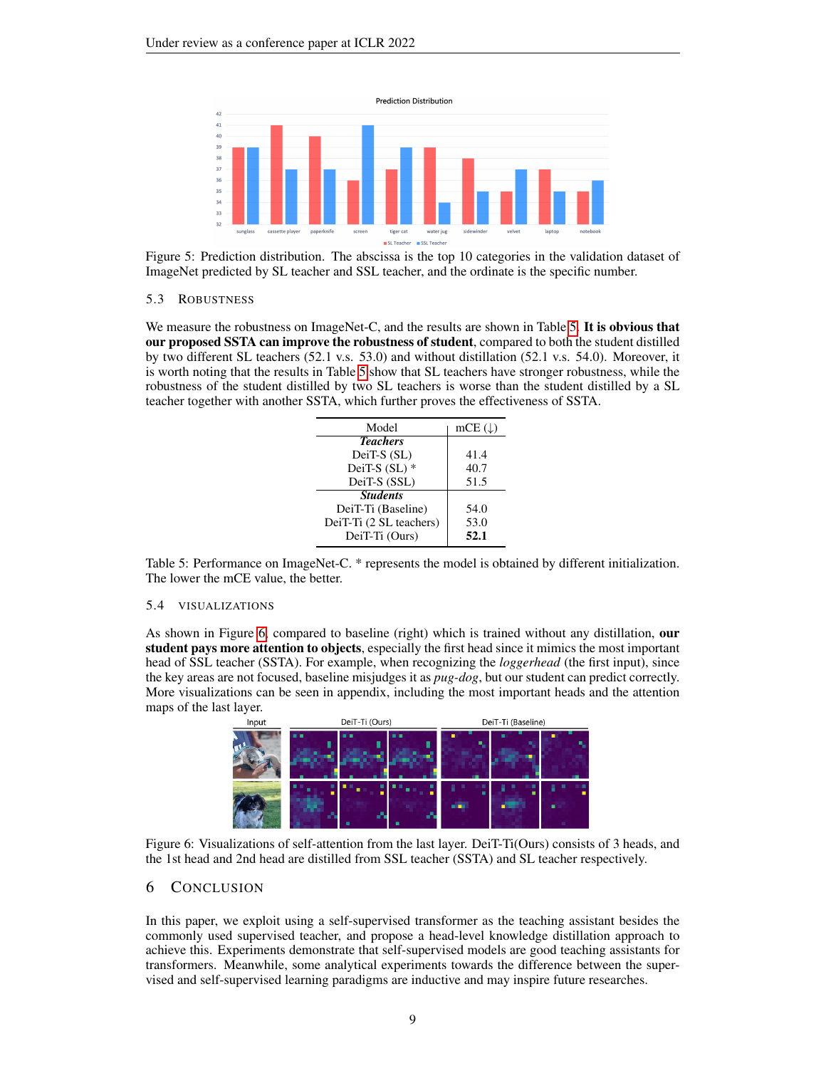Figure 5: Prediction distribution. The abscissa is the top 10 categories in the validation dataset of ImageNet predicted by SL teacher and SSL teacher, and the ordinate is the specific number.

### 5.3 Robustness

We measure the robustness on ImageNet-C, and the results are shown in Table 5. **It is obvious that our proposed SSTA can improve the robustness of student**, compared to both the student distilled by two different SL teachers (52.1 v.s. 53.0) and without distillation (52.1 v.s. 54.0). Moreover, it is worth noting that the results in Table 5 show that SL teachers have stronger robustness, while the robustness of the student distilled by two SL teachers is worse than the student distilled by a SL teacher together with another SSTA, which further proves the effectiveness of SSTA.

| Model | mCE (↓) |
|---|---|
| ***Teachers*** | |
| DeiT-S (SL) | 41.4 |
| DeiT-S (SL) * | 40.7 |
| DeiT-S (SSL) | 51.5 |
| ***Students*** | |
| DeiT-Ti (Baseline) | 54.0 |
| DeiT-Ti (2 SL teachers) | 53.0 |
| DeiT-Ti (Ours) | **52.1** |

Table 5: Performance on ImageNet-C. * represents the model is obtained by different initialization. The lower the mCE value, the better.

### 5.4 Visualizations

As shown in Figure 6, compared to baseline (right) which is trained without any distillation, **our student pays more attention to objects**, especially the first head since it mimics the most important head of SSL teacher (SSTA). For example, when recognizing the *loggerhead* (the first input), since the key areas are not focused, baseline misjudges it as *pug-dog*, but our student can predict correctly. More visualizations can be seen in appendix, including the most important heads and the attention maps of the last layer.

Figure 6: Visualizations of self-attention from the last layer. DeiT-Ti(Ours) consists of 3 heads, and the 1st head and 2nd head are distilled from SSL teacher (SSTA) and SL teacher respectively.

## 6 Conclusion

In this paper, we exploit using a self-supervised transformer as the teaching assistant besides the commonly used supervised teacher, and propose a head-level knowledge distillation approach to achieve this. Experiments demonstrate that self-supervised models are good teaching assistants for transformers. Meanwhile, some analytical experiments towards the difference between the supervised and self-supervised learning paradigms are inductive and may inspire future researches.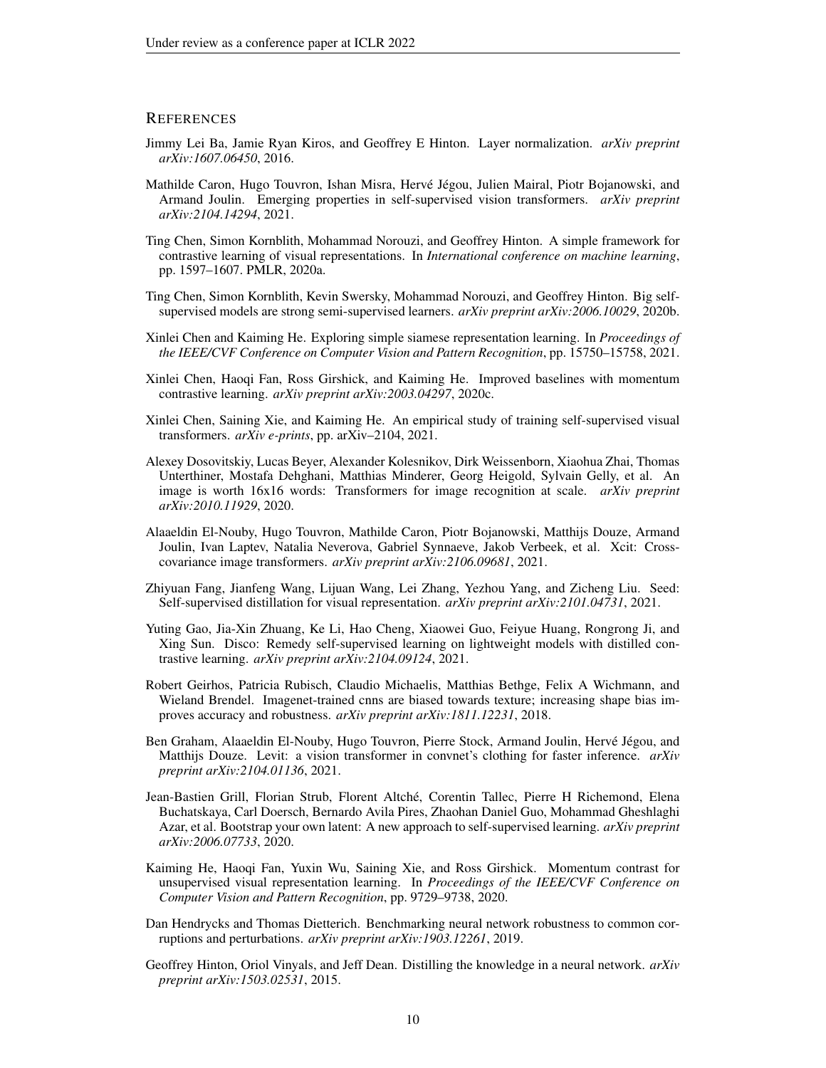## References

Jimmy Lei Ba, Jamie Ryan Kiros, and Geoffrey E Hinton. Layer normalization. *arXiv preprint arXiv:1607.06450*, 2016.

Mathilde Caron, Hugo Touvron, Ishan Misra, Hervé Jégou, Julien Mairal, Piotr Bojanowski, and Armand Joulin. Emerging properties in self-supervised vision transformers. *arXiv preprint arXiv:2104.14294*, 2021.

Ting Chen, Simon Kornblith, Mohammad Norouzi, and Geoffrey Hinton. A simple framework for contrastive learning of visual representations. In *International conference on machine learning*, pp. 1597–1607. PMLR, 2020a.

Ting Chen, Simon Kornblith, Kevin Swersky, Mohammad Norouzi, and Geoffrey Hinton. Big self-supervised models are strong semi-supervised learners. *arXiv preprint arXiv:2006.10029*, 2020b.

Xinlei Chen and Kaiming He. Exploring simple siamese representation learning. In *Proceedings of the IEEE/CVF Conference on Computer Vision and Pattern Recognition*, pp. 15750–15758, 2021.

Xinlei Chen, Haoqi Fan, Ross Girshick, and Kaiming He. Improved baselines with momentum contrastive learning. *arXiv preprint arXiv:2003.04297*, 2020c.

Xinlei Chen, Saining Xie, and Kaiming He. An empirical study of training self-supervised visual transformers. *arXiv e-prints*, pp. arXiv–2104, 2021.

Alexey Dosovitskiy, Lucas Beyer, Alexander Kolesnikov, Dirk Weissenborn, Xiaohua Zhai, Thomas Unterthiner, Mostafa Dehghani, Matthias Minderer, Georg Heigold, Sylvain Gelly, et al. An image is worth 16x16 words: Transformers for image recognition at scale. *arXiv preprint arXiv:2010.11929*, 2020.

Alaaeldin El-Nouby, Hugo Touvron, Mathilde Caron, Piotr Bojanowski, Matthijs Douze, Armand Joulin, Ivan Laptev, Natalia Neverova, Gabriel Synnaeve, Jakob Verbeek, et al. Xcit: Cross-covariance image transformers. *arXiv preprint arXiv:2106.09681*, 2021.

Zhiyuan Fang, Jianfeng Wang, Lijuan Wang, Lei Zhang, Yezhou Yang, and Zicheng Liu. Seed: Self-supervised distillation for visual representation. *arXiv preprint arXiv:2101.04731*, 2021.

Yuting Gao, Jia-Xin Zhuang, Ke Li, Hao Cheng, Xiaowei Guo, Feiyue Huang, Rongrong Ji, and Xing Sun. Disco: Remedy self-supervised learning on lightweight models with distilled contrastive learning. *arXiv preprint arXiv:2104.09124*, 2021.

Robert Geirhos, Patricia Rubisch, Claudio Michaelis, Matthias Bethge, Felix A Wichmann, and Wieland Brendel. Imagenet-trained cnns are biased towards texture; increasing shape bias improves accuracy and robustness. *arXiv preprint arXiv:1811.12231*, 2018.

Ben Graham, Alaaeldin El-Nouby, Hugo Touvron, Pierre Stock, Armand Joulin, Hervé Jégou, and Matthijs Douze. Levit: a vision transformer in convnet's clothing for faster inference. *arXiv preprint arXiv:2104.01136*, 2021.

Jean-Bastien Grill, Florian Strub, Florent Altché, Corentin Tallec, Pierre H Richemond, Elena Buchatskaya, Carl Doersch, Bernardo Avila Pires, Zhaohan Daniel Guo, Mohammad Gheshlaghi Azar, et al. Bootstrap your own latent: A new approach to self-supervised learning. *arXiv preprint arXiv:2006.07733*, 2020.

Kaiming He, Haoqi Fan, Yuxin Wu, Saining Xie, and Ross Girshick. Momentum contrast for unsupervised visual representation learning. In *Proceedings of the IEEE/CVF Conference on Computer Vision and Pattern Recognition*, pp. 9729–9738, 2020.

Dan Hendrycks and Thomas Dietterich. Benchmarking neural network robustness to common corruptions and perturbations. *arXiv preprint arXiv:1903.12261*, 2019.

Geoffrey Hinton, Oriol Vinyals, and Jeff Dean. Distilling the knowledge in a neural network. *arXiv preprint arXiv:1503.02531*, 2015.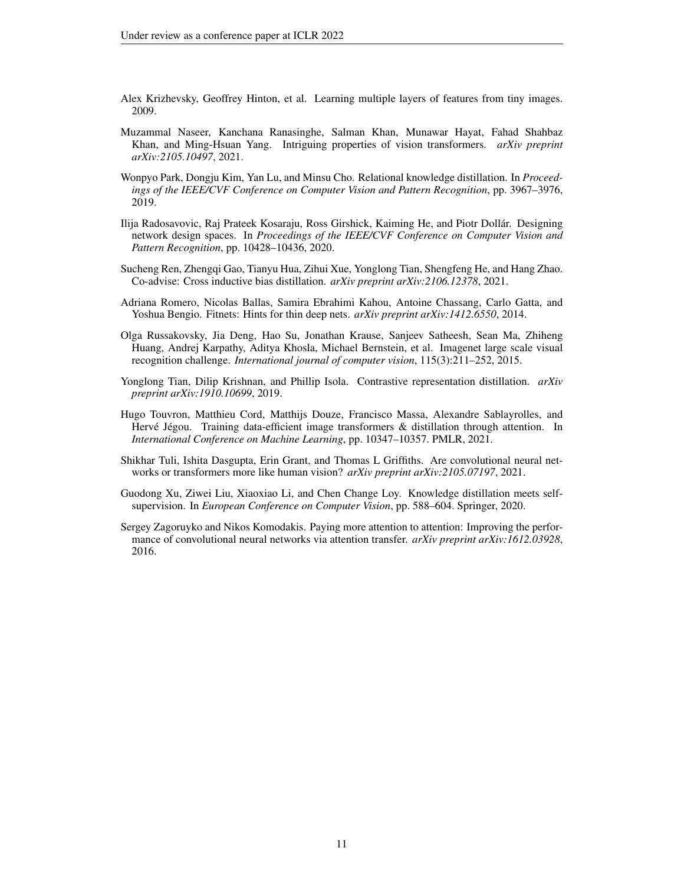Alex Krizhevsky, Geoffrey Hinton, et al. Learning multiple layers of features from tiny images. 2009.

Muzammal Naseer, Kanchana Ranasinghe, Salman Khan, Munawar Hayat, Fahad Shahbaz Khan, and Ming-Hsuan Yang. Intriguing properties of vision transformers. *arXiv preprint arXiv:2105.10497*, 2021.

Wonpyo Park, Dongju Kim, Yan Lu, and Minsu Cho. Relational knowledge distillation. In *Proceedings of the IEEE/CVF Conference on Computer Vision and Pattern Recognition*, pp. 3967–3976, 2019.

Ilija Radosavovic, Raj Prateek Kosaraju, Ross Girshick, Kaiming He, and Piotr Dollár. Designing network design spaces. In *Proceedings of the IEEE/CVF Conference on Computer Vision and Pattern Recognition*, pp. 10428–10436, 2020.

Sucheng Ren, Zhengqi Gao, Tianyu Hua, Zihui Xue, Yonglong Tian, Shengfeng He, and Hang Zhao. Co-advise: Cross inductive bias distillation. *arXiv preprint arXiv:2106.12378*, 2021.

Adriana Romero, Nicolas Ballas, Samira Ebrahimi Kahou, Antoine Chassang, Carlo Gatta, and Yoshua Bengio. Fitnets: Hints for thin deep nets. *arXiv preprint arXiv:1412.6550*, 2014.

Olga Russakovsky, Jia Deng, Hao Su, Jonathan Krause, Sanjeev Satheesh, Sean Ma, Zhiheng Huang, Andrej Karpathy, Aditya Khosla, Michael Bernstein, et al. Imagenet large scale visual recognition challenge. *International journal of computer vision*, 115(3):211–252, 2015.

Yonglong Tian, Dilip Krishnan, and Phillip Isola. Contrastive representation distillation. *arXiv preprint arXiv:1910.10699*, 2019.

Hugo Touvron, Matthieu Cord, Matthijs Douze, Francisco Massa, Alexandre Sablayrolles, and Hervé Jégou. Training data-efficient image transformers & distillation through attention. In *International Conference on Machine Learning*, pp. 10347–10357. PMLR, 2021.

Shikhar Tuli, Ishita Dasgupta, Erin Grant, and Thomas L Griffiths. Are convolutional neural networks or transformers more like human vision? *arXiv preprint arXiv:2105.07197*, 2021.

Guodong Xu, Ziwei Liu, Xiaoxiao Li, and Chen Change Loy. Knowledge distillation meets self-supervision. In *European Conference on Computer Vision*, pp. 588–604. Springer, 2020.

Sergey Zagoruyko and Nikos Komodakis. Paying more attention to attention: Improving the performance of convolutional neural networks via attention transfer. *arXiv preprint arXiv:1612.03928*, 2016.